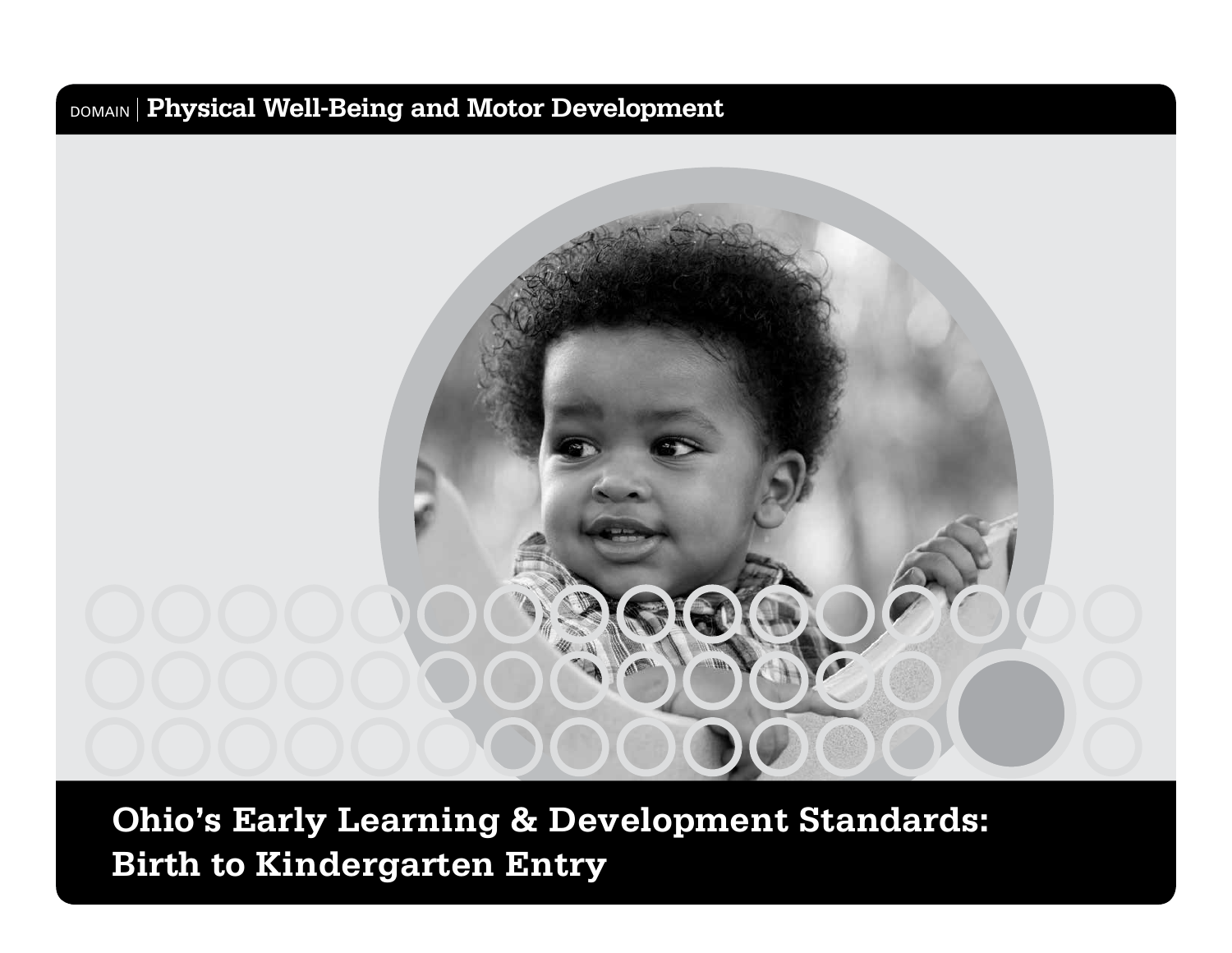DOMAIN | **Physical Well-Being and Motor Development**

# Ohio's Early Learning & Development Standards: Birth to Kindergarten Entry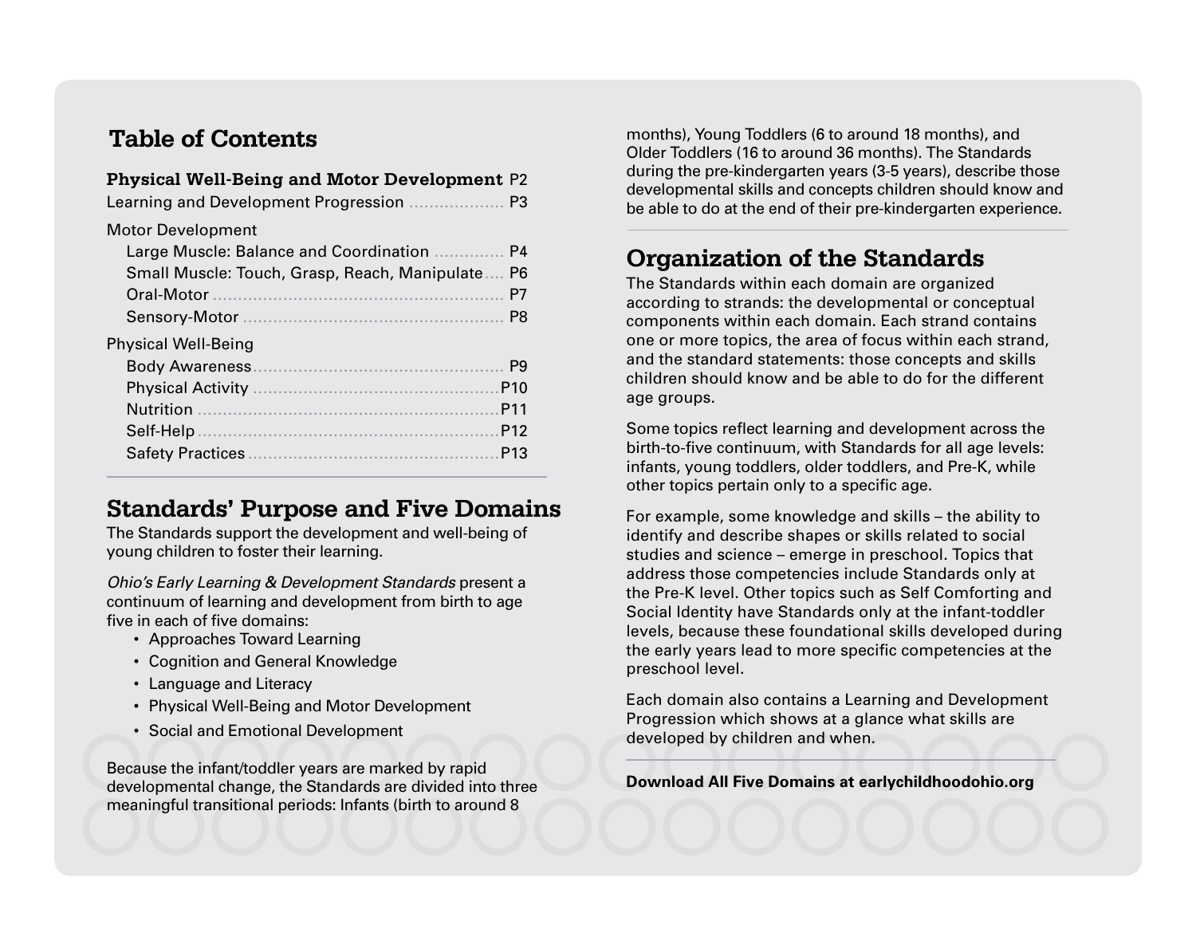## Table of Contents

| | |
|---|---|
| **Physical Well-Being and Motor Development** | P2 |
| Learning and Development Progression | P3 |
| Motor Development | |
| Large Muscle: Balance and Coordination | P4 |
| Small Muscle: Touch, Grasp, Reach, Manipulate | P6 |
| Oral-Motor | P7 |
| Sensory-Motor | P8 |
| Physical Well-Being | |
| Body Awareness | P9 |
| Physical Activity | P10 |
| Nutrition | P11 |
| Self-Help | P12 |
| Safety Practices | P13 |

## Standards' Purpose and Five Domains

The Standards support the development and well-being of young children to foster their learning.

*Ohio's Early Learning & Development Standards* present a continuum of learning and development from birth to age five in each of five domains:

- Approaches Toward Learning
- Cognition and General Knowledge
- Language and Literacy
- Physical Well-Being and Motor Development
- Social and Emotional Development

Because the infant/toddler years are marked by rapid developmental change, the Standards are divided into three meaningful transitional periods: Infants (birth to around 8 months), Young Toddlers (6 to around 18 months), and Older Toddlers (16 to around 36 months). The Standards during the pre-kindergarten years (3-5 years), describe those developmental skills and concepts children should know and be able to do at the end of their pre-kindergarten experience.

## Organization of the Standards

The Standards within each domain are organized according to strands: the developmental or conceptual components within each domain. Each strand contains one or more topics, the area of focus within each strand, and the standard statements: those concepts and skills children should know and be able to do for the different age groups.

Some topics reflect learning and development across the birth-to-five continuum, with Standards for all age levels: infants, young toddlers, older toddlers, and Pre-K, while other topics pertain only to a specific age.

For example, some knowledge and skills – the ability to identify and describe shapes or skills related to social studies and science – emerge in preschool. Topics that address those competencies include Standards only at the Pre-K level. Other topics such as Self Comforting and Social Identity have Standards only at the infant-toddler levels, because these foundational skills developed during the early years lead to more specific competencies at the preschool level.

Each domain also contains a Learning and Development Progression which shows at a glance what skills are developed by children and when.

**Download All Five Domains at earlychildhoodohio.org**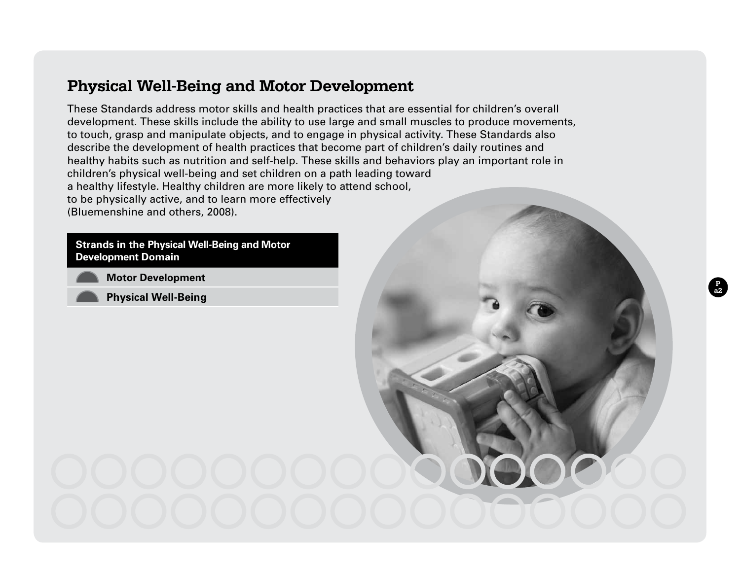## Physical Well-Being and Motor Development

These Standards address motor skills and health practices that are essential for children's overall development. These skills include the ability to use large and small muscles to produce movements, to touch, grasp and manipulate objects, and to engage in physical activity. These Standards also describe the development of health practices that become part of children's daily routines and healthy habits such as nutrition and self-help. These skills and behaviors play an important role in children's physical well-being and set children on a path leading toward a healthy lifestyle. Healthy children are more likely to attend school, to be physically active, and to learn more effectively (Bluemenshine and others, 2008).

| Strands in the Physical Well-Being and Motor Development Domain |
| --- |
| **Motor Development** |
| **Physical Well-Being** |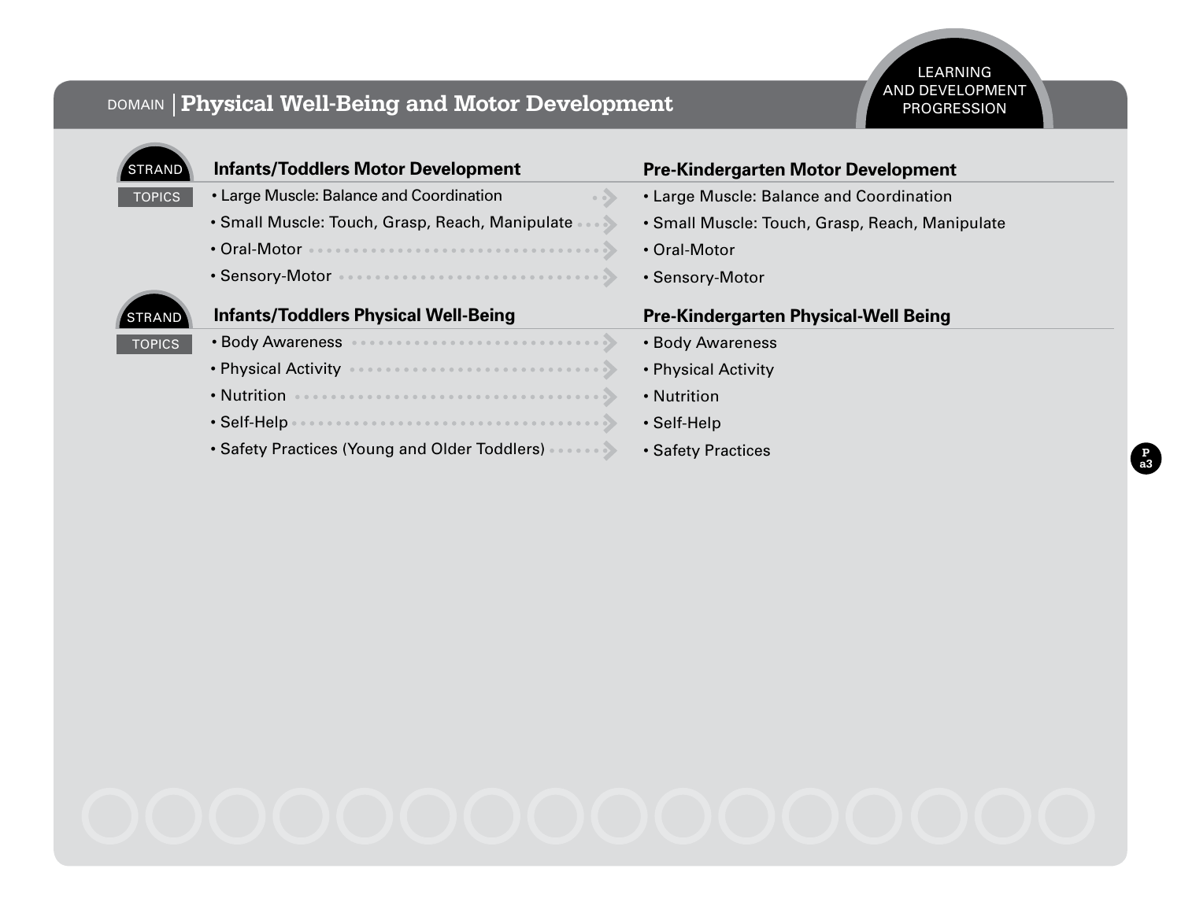LEARNING AND DEVELOPMENT PROGRESSION

DOMAIN | **Physical Well-Being and Motor Development**

## STRAND

| TOPICS: Infants/Toddlers Motor Development | | Pre-Kindergarten Motor Development |
|---|---|---|
| • Large Muscle: Balance and Coordination | → | • Large Muscle: Balance and Coordination |
| • Small Muscle: Touch, Grasp, Reach, Manipulate | → | • Small Muscle: Touch, Grasp, Reach, Manipulate |
| • Oral-Motor | → | • Oral-Motor |
| • Sensory-Motor | → | • Sensory-Motor |

## STRAND

| TOPICS: Infants/Toddlers Physical Well-Being | | Pre-Kindergarten Physical-Well Being |
|---|---|---|
| • Body Awareness | → | • Body Awareness |
| • Physical Activity | → | • Physical Activity |
| • Nutrition | → | • Nutrition |
| • Self-Help | → | • Self-Help |
| • Safety Practices (Young and Older Toddlers) | → | • Safety Practices |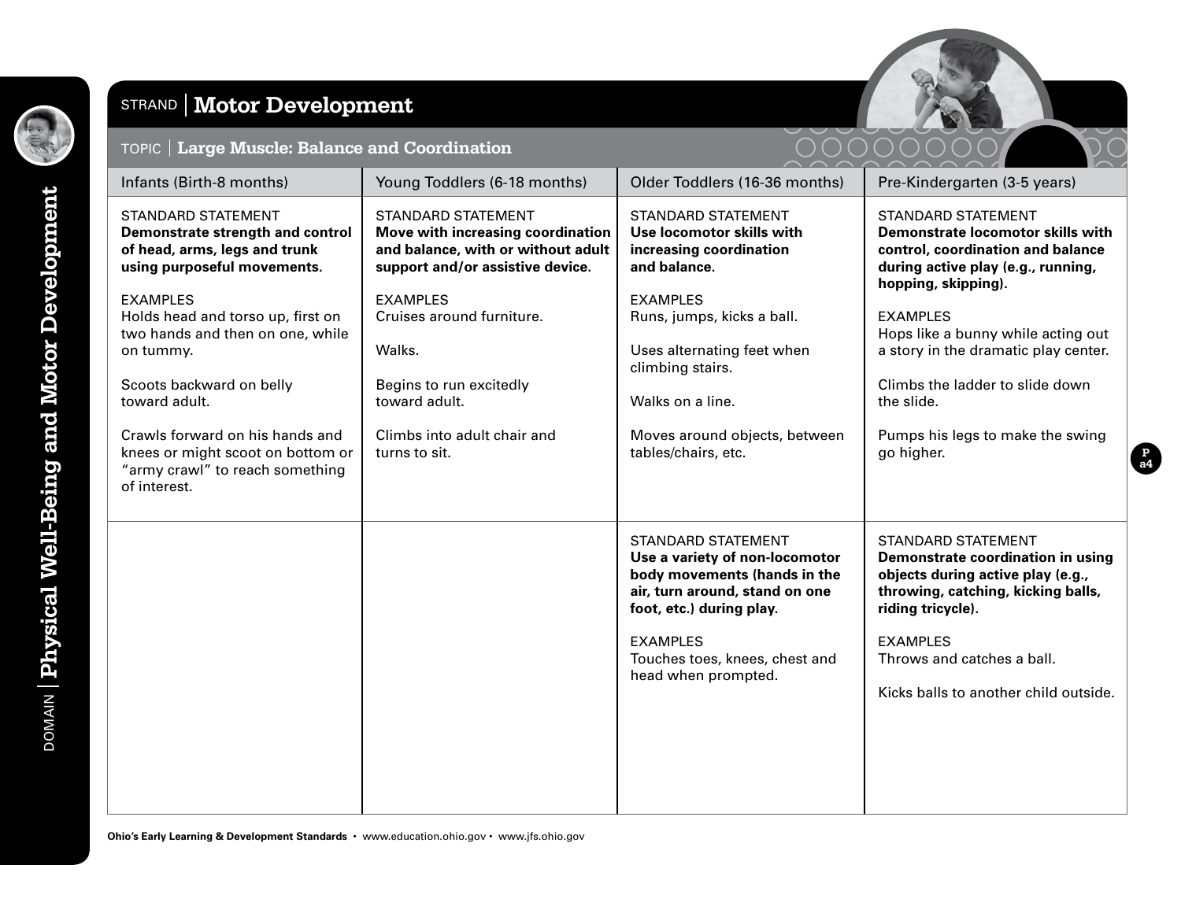DOMAIN | **Physical Well-Being and Motor Development**

## STRAND | Motor Development

### TOPIC | Large Muscle: Balance and Coordination

| Infants (Birth-8 months) | Young Toddlers (6-18 months) | Older Toddlers (16-36 months) | Pre-Kindergarten (3-5 years) |
| --- | --- | --- | --- |
| STANDARD STATEMENT<br>**Demonstrate strength and control of head, arms, legs and trunk using purposeful movements.**<br><br>EXAMPLES<br>Holds head and torso up, first on two hands and then on one, while on tummy.<br><br>Scoots backward on belly toward adult.<br><br>Crawls forward on his hands and knees or might scoot on bottom or “army crawl” to reach something of interest. | STANDARD STATEMENT<br>**Move with increasing coordination and balance, with or without adult support and/or assistive device.**<br><br>EXAMPLES<br>Cruises around furniture.<br><br>Walks.<br><br>Begins to run excitedly toward adult.<br><br>Climbs into adult chair and turns to sit. | STANDARD STATEMENT<br>**Use locomotor skills with increasing coordination and balance.**<br><br>EXAMPLES<br>Runs, jumps, kicks a ball.<br><br>Uses alternating feet when climbing stairs.<br><br>Walks on a line.<br><br>Moves around objects, between tables/chairs, etc. | STANDARD STATEMENT<br>**Demonstrate locomotor skills with control, coordination and balance during active play (e.g., running, hopping, skipping).**<br><br>EXAMPLES<br>Hops like a bunny while acting out a story in the dramatic play center.<br><br>Climbs the ladder to slide down the slide.<br><br>Pumps his legs to make the swing go higher. |
| | | STANDARD STATEMENT<br>**Use a variety of non-locomotor body movements (hands in the air, turn around, stand on one foot, etc.) during play.**<br><br>EXAMPLES<br>Touches toes, knees, chest and head when prompted. | STANDARD STATEMENT<br>**Demonstrate coordination in using objects during active play (e.g., throwing, catching, kicking balls, riding tricycle).**<br><br>EXAMPLES<br>Throws and catches a ball.<br><br>Kicks balls to another child outside. |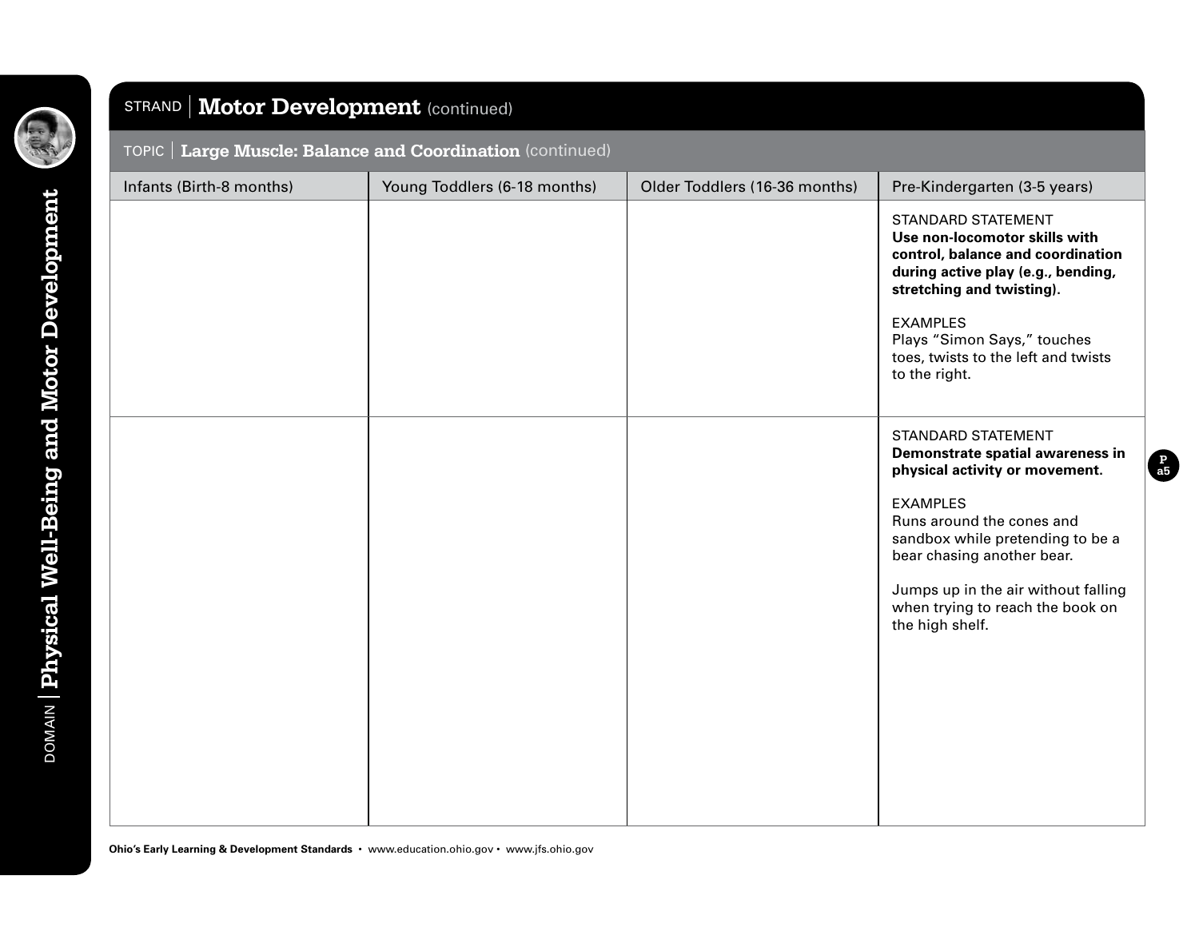DOMAIN | **Physical Well-Being and Motor Development**

## STRAND | Motor Development (continued)

### TOPIC | Large Muscle: Balance and Coordination (continued)

| Infants (Birth-8 months) | Young Toddlers (6-18 months) | Older Toddlers (16-36 months) | Pre-Kindergarten (3-5 years) |
|---|---|---|---|
| | | | STANDARD STATEMENT<br>**Use non-locomotor skills with control, balance and coordination during active play (e.g., bending, stretching and twisting).**<br><br>EXAMPLES<br>Plays “Simon Says,” touches toes, twists to the left and twists to the right. |
| | | | STANDARD STATEMENT<br>**Demonstrate spatial awareness in physical activity or movement.**<br><br>EXAMPLES<br>Runs around the cones and sandbox while pretending to be a bear chasing another bear.<br><br>Jumps up in the air without falling when trying to reach the book on the high shelf. |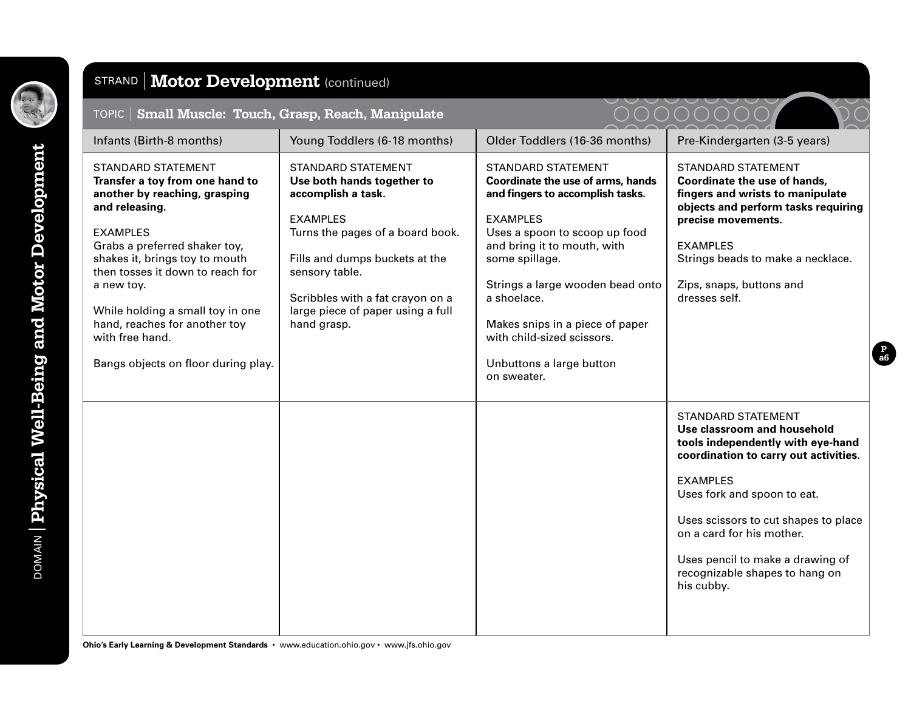# DOMAIN | Physical Well-Being and Motor Development

## STRAND | Motor Development (continued)

### TOPIC | Small Muscle: Touch, Grasp, Reach, Manipulate

| Infants (Birth-8 months) | Young Toddlers (6-18 months) | Older Toddlers (16-36 months) | Pre-Kindergarten (3-5 years) |
| --- | --- | --- | --- |
| STANDARD STATEMENT<br>**Transfer a toy from one hand to another by reaching, grasping and releasing.**<br><br>EXAMPLES<br>Grabs a preferred shaker toy, shakes it, brings toy to mouth then tosses it down to reach for a new toy.<br><br>While holding a small toy in one hand, reaches for another toy with free hand.<br><br>Bangs objects on floor during play. | STANDARD STATEMENT<br>**Use both hands together to accomplish a task.**<br><br>EXAMPLES<br>Turns the pages of a board book.<br><br>Fills and dumps buckets at the sensory table.<br><br>Scribbles with a fat crayon on a large piece of paper using a full hand grasp. | STANDARD STATEMENT<br>**Coordinate the use of arms, hands and fingers to accomplish tasks.**<br><br>EXAMPLES<br>Uses a spoon to scoop up food and bring it to mouth, with some spillage.<br><br>Strings a large wooden bead onto a shoelace.<br><br>Makes snips in a piece of paper with child-sized scissors.<br><br>Unbuttons a large button on sweater. | STANDARD STATEMENT<br>**Coordinate the use of hands, fingers and wrists to manipulate objects and perform tasks requiring precise movements.**<br><br>EXAMPLES<br>Strings beads to make a necklace.<br><br>Zips, snaps, buttons and dresses self. |
| | | | STANDARD STATEMENT<br>**Use classroom and household tools independently with eye-hand coordination to carry out activities.**<br><br>EXAMPLES<br>Uses fork and spoon to eat.<br><br>Uses scissors to cut shapes to place on a card for his mother.<br><br>Uses pencil to make a drawing of recognizable shapes to hang on his cubby. |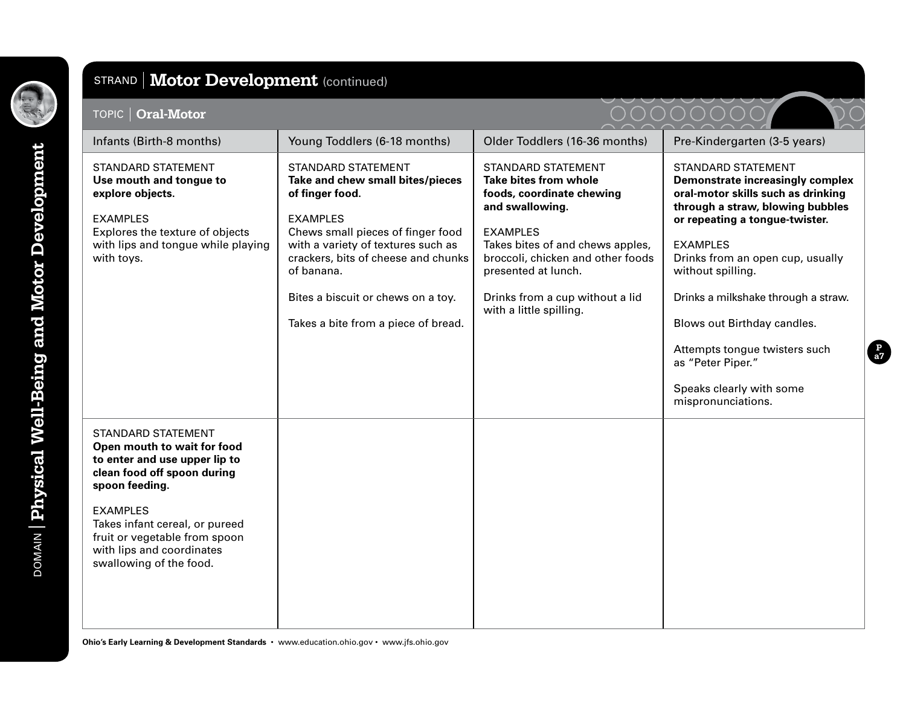DOMAIN | **Physical Well-Being and Motor Development**

## STRAND | Motor Development (continued)

### TOPIC | Oral-Motor

| Infants (Birth-8 months) | Young Toddlers (6-18 months) | Older Toddlers (16-36 months) | Pre-Kindergarten (3-5 years) |
|---|---|---|---|
| STANDARD STATEMENT<br>**Use mouth and tongue to explore objects.**<br><br>EXAMPLES<br>Explores the texture of objects with lips and tongue while playing with toys. | STANDARD STATEMENT<br>**Take and chew small bites/pieces of finger food.**<br><br>EXAMPLES<br>Chews small pieces of finger food with a variety of textures such as crackers, bits of cheese and chunks of banana.<br><br>Bites a biscuit or chews on a toy.<br><br>Takes a bite from a piece of bread. | STANDARD STATEMENT<br>**Take bites from whole foods, coordinate chewing and swallowing.**<br><br>EXAMPLES<br>Takes bites of and chews apples, broccoli, chicken and other foods presented at lunch.<br><br>Drinks from a cup without a lid with a little spilling. | STANDARD STATEMENT<br>**Demonstrate increasingly complex oral-motor skills such as drinking through a straw, blowing bubbles or repeating a tongue-twister.**<br><br>EXAMPLES<br>Drinks from an open cup, usually without spilling.<br><br>Drinks a milkshake through a straw.<br><br>Blows out Birthday candles.<br><br>Attempts tongue twisters such as "Peter Piper."<br><br>Speaks clearly with some mispronunciations. |
| STANDARD STATEMENT<br>**Open mouth to wait for food to enter and use upper lip to clean food off spoon during spoon feeding.**<br><br>EXAMPLES<br>Takes infant cereal, or pureed fruit or vegetable from spoon with lips and coordinates swallowing of the food. | | | |

Ohio's Early Learning & Development Standards • www.education.ohio.gov • www.jfs.ohio.gov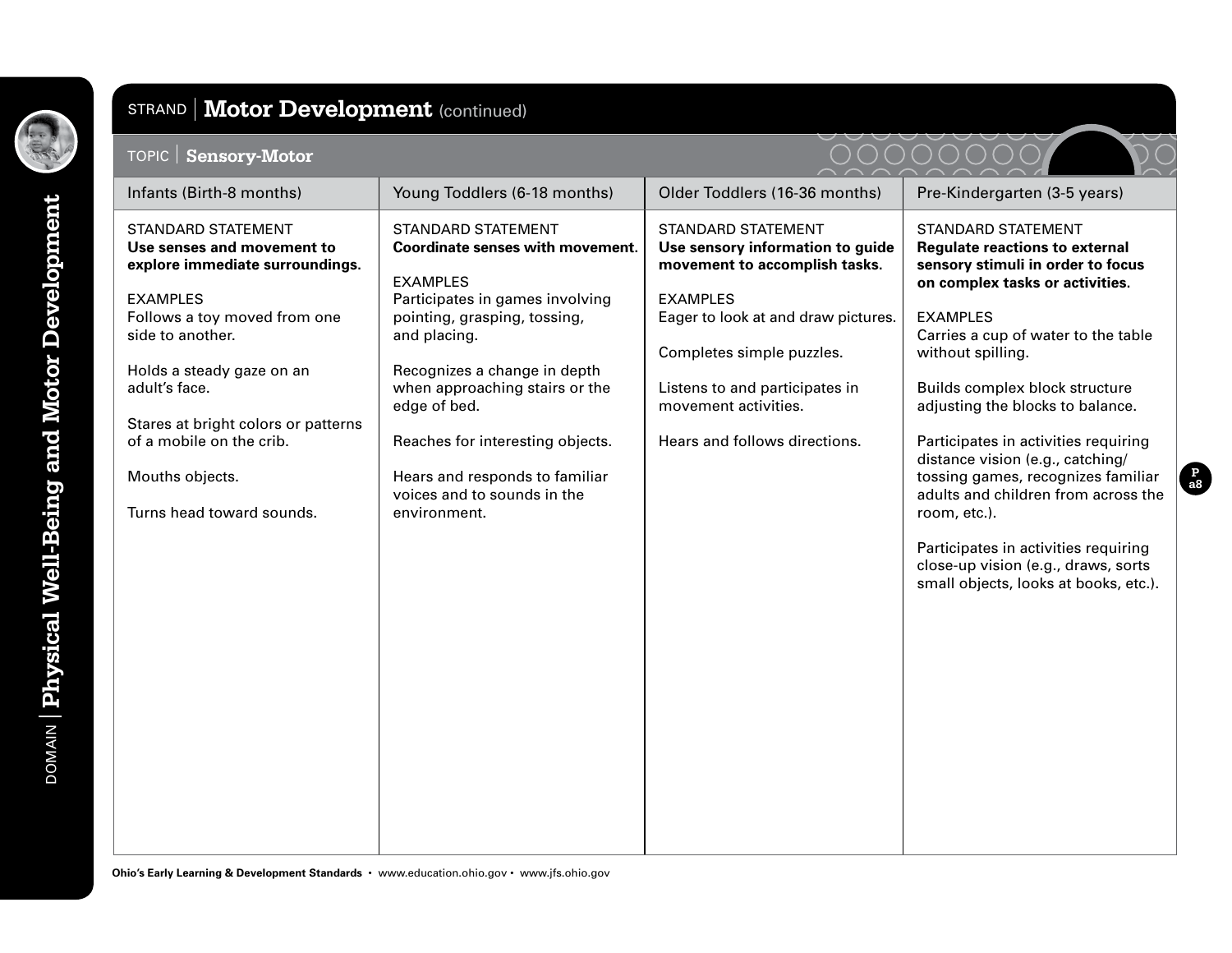## STRAND | Motor Development (continued)

### TOPIC | Sensory-Motor

| Infants (Birth-8 months) | Young Toddlers (6-18 months) | Older Toddlers (16-36 months) | Pre-Kindergarten (3-5 years) |
|---|---|---|---|
| STANDARD STATEMENT<br>**Use senses and movement to explore immediate surroundings.**<br><br>EXAMPLES<br>Follows a toy moved from one side to another.<br><br>Holds a steady gaze on an adult's face.<br><br>Stares at bright colors or patterns of a mobile on the crib.<br><br>Mouths objects.<br><br>Turns head toward sounds. | STANDARD STATEMENT<br>**Coordinate senses with movement.**<br><br>EXAMPLES<br>Participates in games involving pointing, grasping, tossing, and placing.<br><br>Recognizes a change in depth when approaching stairs or the edge of bed.<br><br>Reaches for interesting objects.<br><br>Hears and responds to familiar voices and to sounds in the environment. | STANDARD STATEMENT<br>**Use sensory information to guide movement to accomplish tasks.**<br><br>EXAMPLES<br>Eager to look at and draw pictures.<br><br>Completes simple puzzles.<br><br>Listens to and participates in movement activities.<br><br>Hears and follows directions. | STANDARD STATEMENT<br>**Regulate reactions to external sensory stimuli in order to focus on complex tasks or activities.**<br><br>EXAMPLES<br>Carries a cup of water to the table without spilling.<br><br>Builds complex block structure adjusting the blocks to balance.<br><br>Participates in activities requiring distance vision (e.g., catching/tossing games, recognizes familiar adults and children from across the room, etc.).<br><br>Participates in activities requiring close-up vision (e.g., draws, sorts small objects, looks at books, etc.). |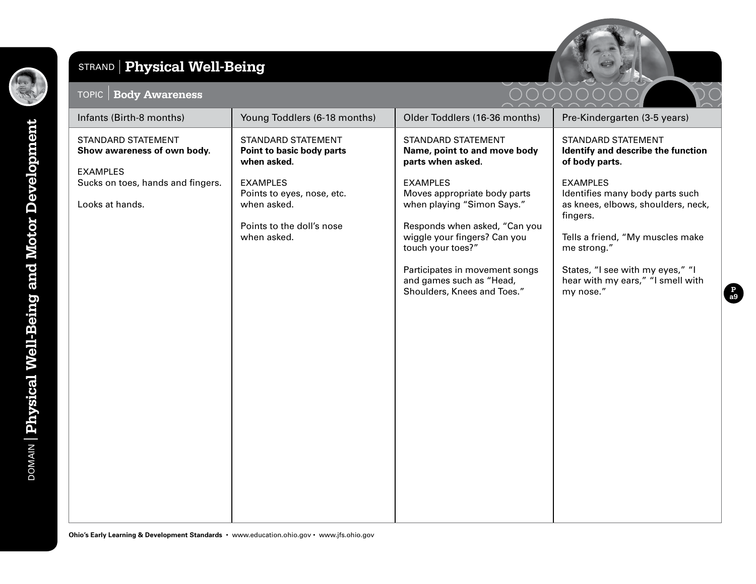DOMAIN | **Physical Well-Being and Motor Development**

# STRAND | Physical Well-Being

## TOPIC | Body Awareness

| Infants (Birth-8 months) | Young Toddlers (6-18 months) | Older Toddlers (16-36 months) | Pre-Kindergarten (3-5 years) |
|---|---|---|---|
| STANDARD STATEMENT<br>**Show awareness of own body.**<br><br>EXAMPLES<br>Sucks on toes, hands and fingers.<br><br>Looks at hands. | STANDARD STATEMENT<br>**Point to basic body parts when asked.**<br><br>EXAMPLES<br>Points to eyes, nose, etc. when asked.<br><br>Points to the doll's nose when asked. | STANDARD STATEMENT<br>**Name, point to and move body parts when asked.**<br><br>EXAMPLES<br>Moves appropriate body parts when playing "Simon Says."<br><br>Responds when asked, "Can you wiggle your fingers? Can you touch your toes?"<br><br>Participates in movement songs and games such as "Head, Shoulders, Knees and Toes." | STANDARD STATEMENT<br>**Identify and describe the function of body parts.**<br><br>EXAMPLES<br>Identifies many body parts such as knees, elbows, shoulders, neck, fingers.<br><br>Tells a friend, "My muscles make me strong."<br><br>States, "I see with my eyes," "I hear with my ears," "I smell with my nose." |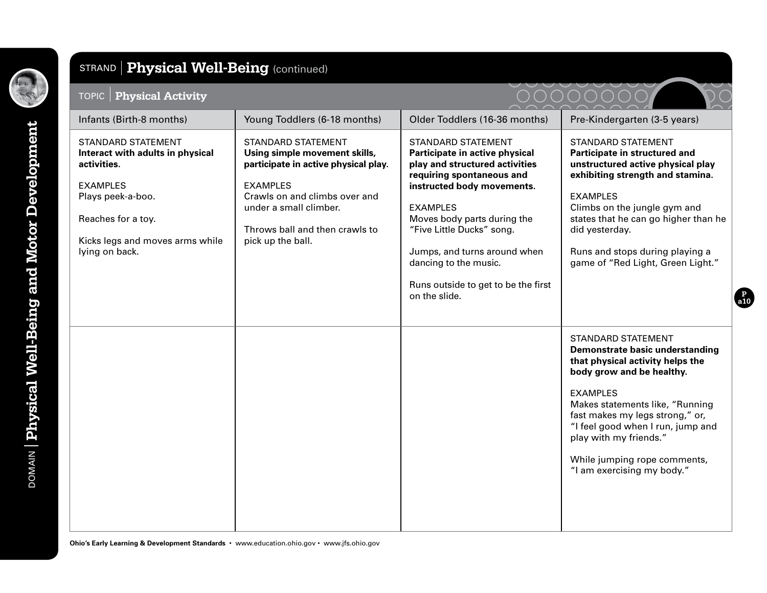## STRAND | Physical Well-Being (continued)

### TOPIC | Physical Activity

| Infants (Birth-8 months) | Young Toddlers (6-18 months) | Older Toddlers (16-36 months) | Pre-Kindergarten (3-5 years) |
|---|---|---|---|
| STANDARD STATEMENT<br>**Interact with adults in physical activities.**<br><br>EXAMPLES<br>Plays peek-a-boo.<br><br>Reaches for a toy.<br><br>Kicks legs and moves arms while lying on back. | STANDARD STATEMENT<br>**Using simple movement skills, participate in active physical play.**<br><br>EXAMPLES<br>Crawls on and climbs over and under a small climber.<br><br>Throws ball and then crawls to pick up the ball. | STANDARD STATEMENT<br>**Participate in active physical play and structured activities requiring spontaneous and instructed body movements.**<br><br>EXAMPLES<br>Moves body parts during the "Five Little Ducks" song.<br><br>Jumps, and turns around when dancing to the music.<br><br>Runs outside to get to be the first on the slide. | STANDARD STATEMENT<br>**Participate in structured and unstructured active physical play exhibiting strength and stamina.**<br><br>EXAMPLES<br>Climbs on the jungle gym and states that he can go higher than he did yesterday.<br><br>Runs and stops during playing a game of "Red Light, Green Light." |
| | | | STANDARD STATEMENT<br>**Demonstrate basic understanding that physical activity helps the body grow and be healthy.**<br><br>EXAMPLES<br>Makes statements like, "Running fast makes my legs strong," or, "I feel good when I run, jump and play with my friends."<br><br>While jumping rope comments, "I am exercising my body." |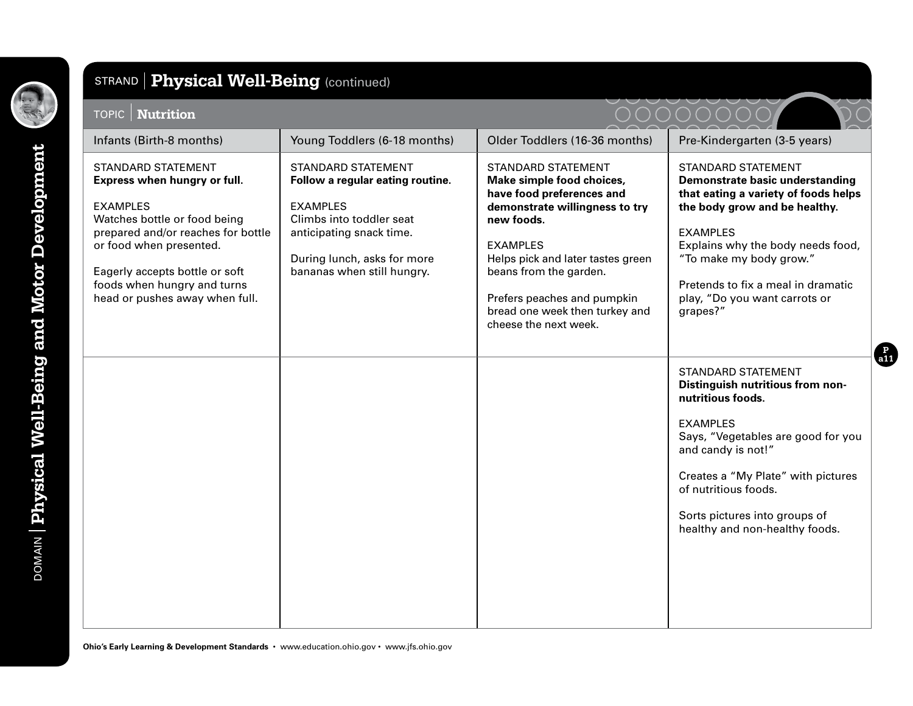DOMAIN | **Physical Well-Being and Motor Development**

## STRAND | Physical Well-Being (continued)

### TOPIC | Nutrition

| Infants (Birth-8 months) | Young Toddlers (6-18 months) | Older Toddlers (16-36 months) | Pre-Kindergarten (3-5 years) |
|---|---|---|---|
| STANDARD STATEMENT<br>**Express when hungry or full.**<br><br>EXAMPLES<br>Watches bottle or food being prepared and/or reaches for bottle or food when presented.<br><br>Eagerly accepts bottle or soft foods when hungry and turns head or pushes away when full. | STANDARD STATEMENT<br>**Follow a regular eating routine.**<br><br>EXAMPLES<br>Climbs into toddler seat anticipating snack time.<br><br>During lunch, asks for more bananas when still hungry. | STANDARD STATEMENT<br>**Make simple food choices, have food preferences and demonstrate willingness to try new foods.**<br><br>EXAMPLES<br>Helps pick and later tastes green beans from the garden.<br><br>Prefers peaches and pumpkin bread one week then turkey and cheese the next week. | STANDARD STATEMENT<br>**Demonstrate basic understanding that eating a variety of foods helps the body grow and be healthy.**<br><br>EXAMPLES<br>Explains why the body needs food, "To make my body grow."<br><br>Pretends to fix a meal in dramatic play, "Do you want carrots or grapes?" |
| | | | STANDARD STATEMENT<br>**Distinguish nutritious from non-nutritious foods.**<br><br>EXAMPLES<br>Says, "Vegetables are good for you and candy is not!"<br><br>Creates a "My Plate" with pictures of nutritious foods.<br><br>Sorts pictures into groups of healthy and non-healthy foods. |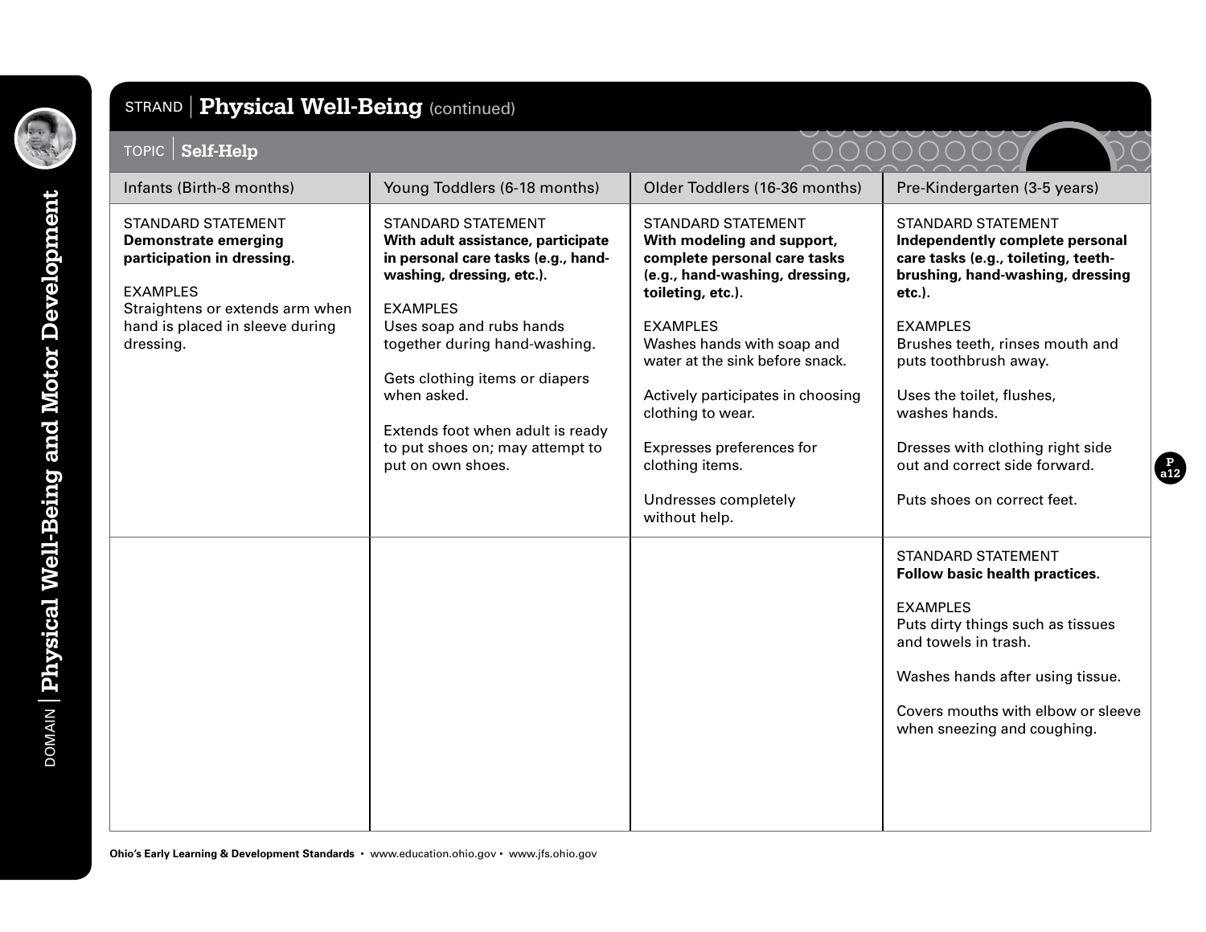DOMAIN | Physical Well-Being and Motor Development

## STRAND | Physical Well-Being (continued)

### TOPIC | Self-Help

| Infants (Birth-8 months) | Young Toddlers (6-18 months) | Older Toddlers (16-36 months) | Pre-Kindergarten (3-5 years) |
|---|---|---|---|
| STANDARD STATEMENT<br>**Demonstrate emerging participation in dressing.**<br><br>EXAMPLES<br>Straightens or extends arm when hand is placed in sleeve during dressing. | STANDARD STATEMENT<br>**With adult assistance, participate in personal care tasks (e.g., hand-washing, dressing, etc.).**<br><br>EXAMPLES<br>Uses soap and rubs hands together during hand-washing.<br><br>Gets clothing items or diapers when asked.<br><br>Extends foot when adult is ready to put shoes on; may attempt to put on own shoes. | STANDARD STATEMENT<br>**With modeling and support, complete personal care tasks (e.g., hand-washing, dressing, toileting, etc.).**<br><br>EXAMPLES<br>Washes hands with soap and water at the sink before snack.<br><br>Actively participates in choosing clothing to wear.<br><br>Expresses preferences for clothing items.<br><br>Undresses completely without help. | STANDARD STATEMENT<br>**Independently complete personal care tasks (e.g., toileting, teeth-brushing, hand-washing, dressing etc.).**<br><br>EXAMPLES<br>Brushes teeth, rinses mouth and puts toothbrush away.<br><br>Uses the toilet, flushes, washes hands.<br><br>Dresses with clothing right side out and correct side forward.<br><br>Puts shoes on correct feet. |
| | | | STANDARD STATEMENT<br>**Follow basic health practices.**<br><br>EXAMPLES<br>Puts dirty things such as tissues and towels in trash.<br><br>Washes hands after using tissue.<br><br>Covers mouths with elbow or sleeve when sneezing and coughing. |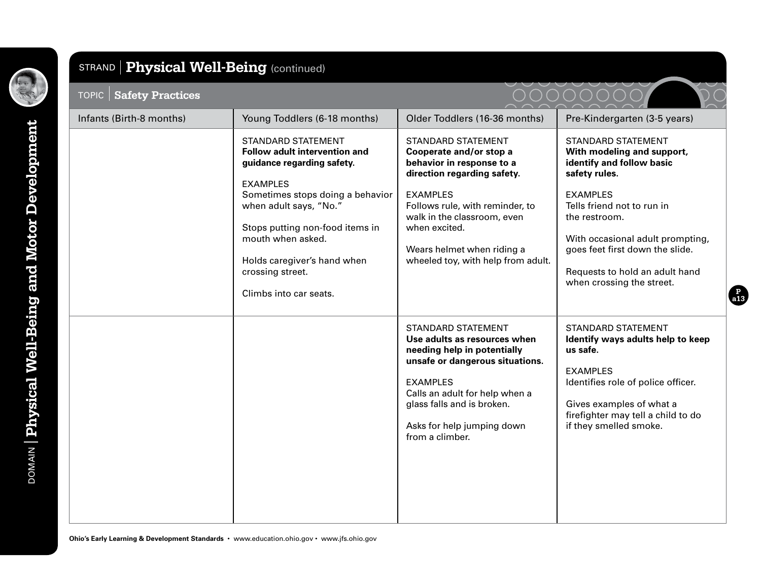STRAND | **Physical Well-Being** (continued)

TOPIC | **Safety Practices**

| Infants (Birth-8 months) | Young Toddlers (6-18 months) | Older Toddlers (16-36 months) | Pre-Kindergarten (3-5 years) |
|---|---|---|---|
| | STANDARD STATEMENT<br>**Follow adult intervention and guidance regarding safety.**<br><br>EXAMPLES<br>Sometimes stops doing a behavior when adult says, "No."<br><br>Stops putting non-food items in mouth when asked.<br><br>Holds caregiver's hand when crossing street.<br><br>Climbs into car seats. | STANDARD STATEMENT<br>**Cooperate and/or stop a behavior in response to a direction regarding safety.**<br><br>EXAMPLES<br>Follows rule, with reminder, to walk in the classroom, even when excited.<br><br>Wears helmet when riding a wheeled toy, with help from adult. | STANDARD STATEMENT<br>**With modeling and support, identify and follow basic safety rules.**<br><br>EXAMPLES<br>Tells friend not to run in the restroom.<br><br>With occasional adult prompting, goes feet first down the slide.<br><br>Requests to hold an adult hand when crossing the street. |
| | | STANDARD STATEMENT<br>**Use adults as resources when needing help in potentially unsafe or dangerous situations.**<br><br>EXAMPLES<br>Calls an adult for help when a glass falls and is broken.<br><br>Asks for help jumping down from a climber. | STANDARD STATEMENT<br>**Identify ways adults help to keep us safe.**<br><br>EXAMPLES<br>Identifies role of police officer.<br><br>Gives examples of what a firefighter may tell a child to do if they smelled smoke. |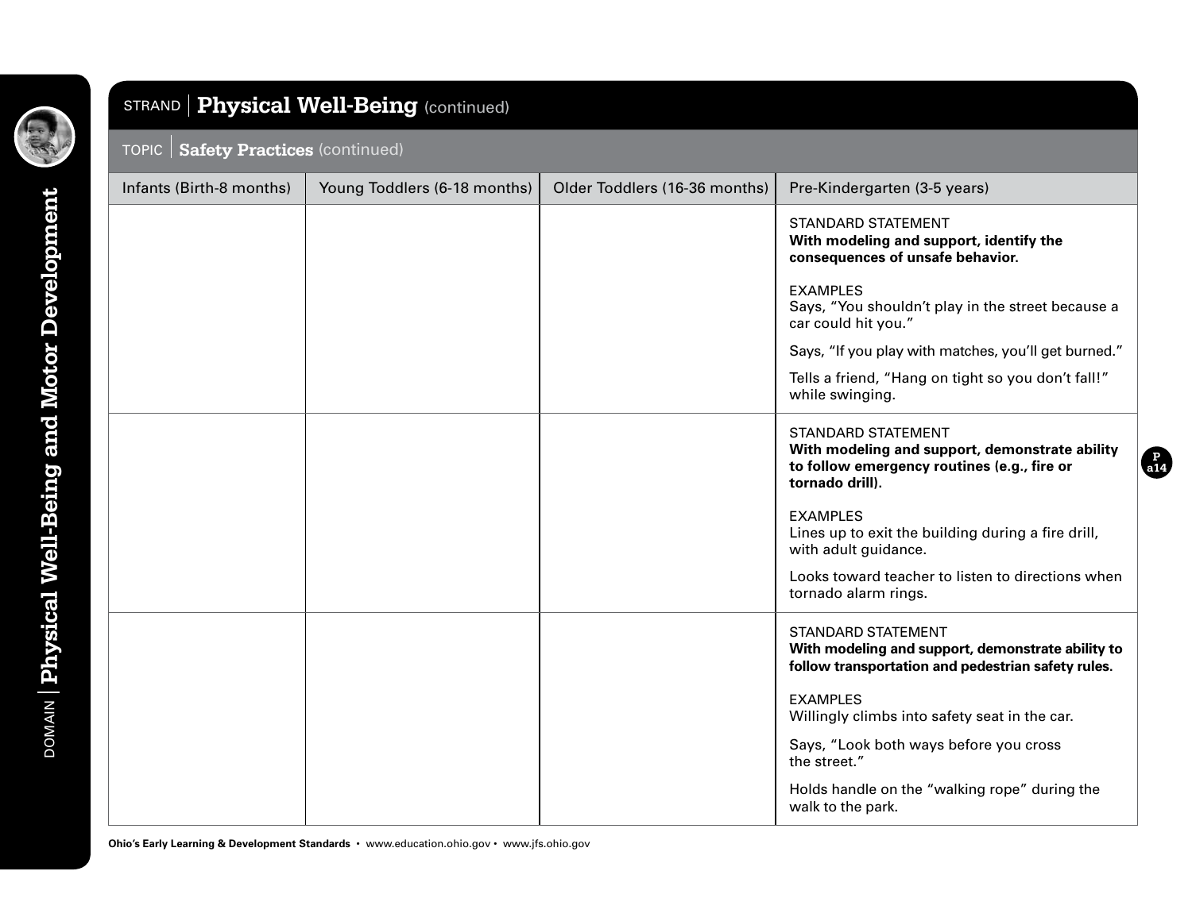DOMAIN | **Physical Well-Being and Motor Development**

## STRAND | Physical Well-Being (continued)

### TOPIC | Safety Practices (continued)

| Infants (Birth-8 months) | Young Toddlers (6-18 months) | Older Toddlers (16-36 months) | Pre-Kindergarten (3-5 years) |
|---|---|---|---|
| | | | STANDARD STATEMENT<br>**With modeling and support, identify the consequences of unsafe behavior.**<br><br>EXAMPLES<br>Says, "You shouldn't play in the street because a car could hit you."<br><br>Says, "If you play with matches, you'll get burned."<br><br>Tells a friend, "Hang on tight so you don't fall!" while swinging. |
| | | | STANDARD STATEMENT<br>**With modeling and support, demonstrate ability to follow emergency routines (e.g., fire or tornado drill).**<br><br>EXAMPLES<br>Lines up to exit the building during a fire drill, with adult guidance.<br><br>Looks toward teacher to listen to directions when tornado alarm rings. |
| | | | STANDARD STATEMENT<br>**With modeling and support, demonstrate ability to follow transportation and pedestrian safety rules.**<br><br>EXAMPLES<br>Willingly climbs into safety seat in the car.<br><br>Says, "Look both ways before you cross the street."<br><br>Holds handle on the "walking rope" during the walk to the park. |

**Ohio's Early Learning & Development Standards** • www.education.ohio.gov • www.jfs.ohio.gov